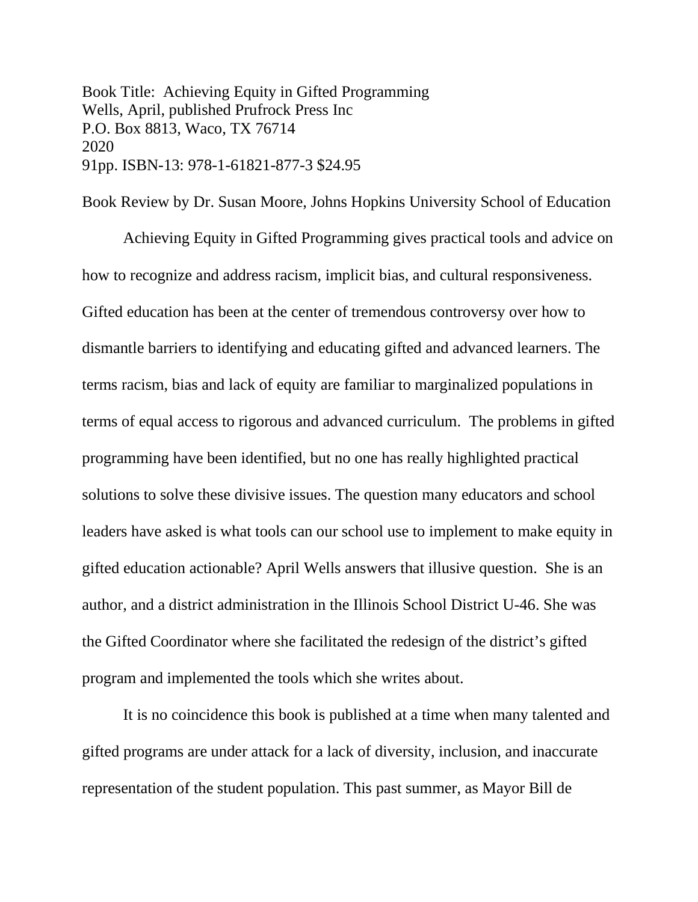Book Title: Achieving Equity in Gifted Programming
Wells, April, published Prufrock Press Inc
P.O. Box 8813, Waco, TX 76714
2020
91pp. ISBN-13: 978-1-61821-877-3 $24.95

Book Review by Dr. Susan Moore, Johns Hopkins University School of Education

Achieving Equity in Gifted Programming gives practical tools and advice on how to recognize and address racism, implicit bias, and cultural responsiveness. Gifted education has been at the center of tremendous controversy over how to dismantle barriers to identifying and educating gifted and advanced learners. The terms racism, bias and lack of equity are familiar to marginalized populations in terms of equal access to rigorous and advanced curriculum. The problems in gifted programming have been identified, but no one has really highlighted practical solutions to solve these divisive issues. The question many educators and school leaders have asked is what tools can our school use to implement to make equity in gifted education actionable? April Wells answers that illusive question. She is an author, and a district administration in the Illinois School District U-46. She was the Gifted Coordinator where she facilitated the redesign of the district's gifted program and implemented the tools which she writes about.

It is no coincidence this book is published at a time when many talented and gifted programs are under attack for a lack of diversity, inclusion, and inaccurate representation of the student population. This past summer, as Mayor Bill de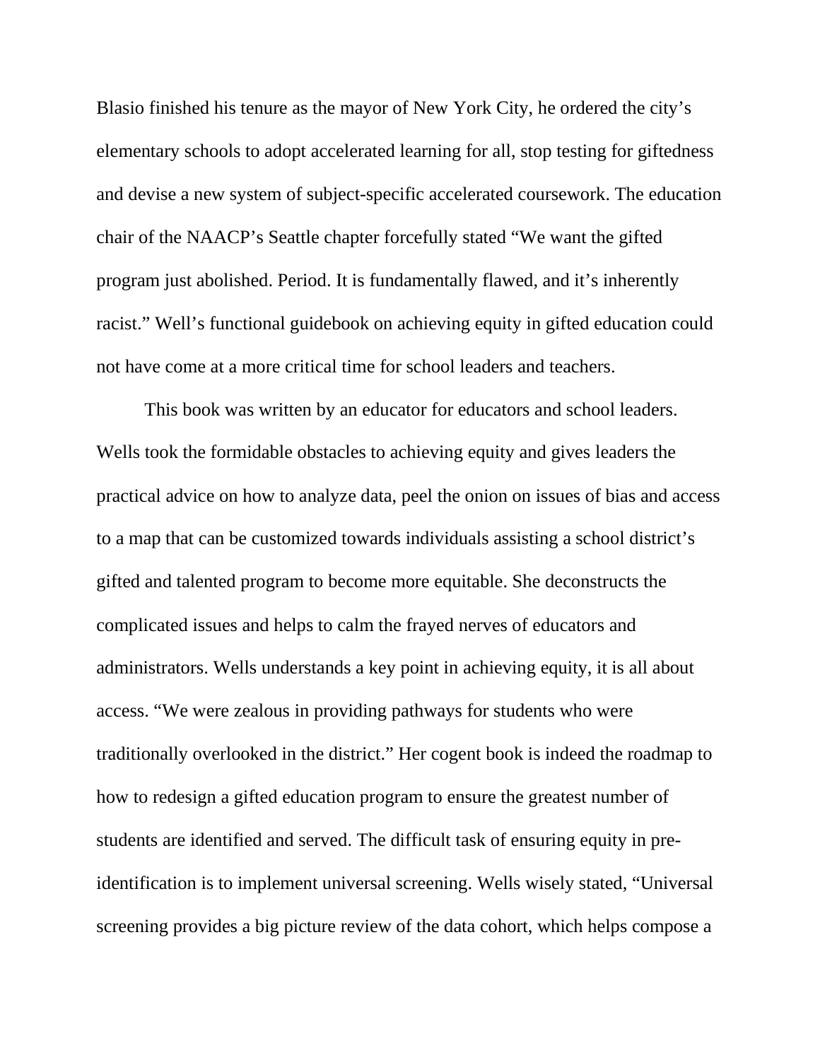Blasio finished his tenure as the mayor of New York City, he ordered the city's elementary schools to adopt accelerated learning for all, stop testing for giftedness and devise a new system of subject-specific accelerated coursework. The education chair of the NAACP's Seattle chapter forcefully stated "We want the gifted program just abolished. Period. It is fundamentally flawed, and it's inherently racist." Well's functional guidebook on achieving equity in gifted education could not have come at a more critical time for school leaders and teachers.

This book was written by an educator for educators and school leaders. Wells took the formidable obstacles to achieving equity and gives leaders the practical advice on how to analyze data, peel the onion on issues of bias and access to a map that can be customized towards individuals assisting a school district's gifted and talented program to become more equitable. She deconstructs the complicated issues and helps to calm the frayed nerves of educators and administrators. Wells understands a key point in achieving equity, it is all about access. "We were zealous in providing pathways for students who were traditionally overlooked in the district." Her cogent book is indeed the roadmap to how to redesign a gifted education program to ensure the greatest number of students are identified and served. The difficult task of ensuring equity in pre-identification is to implement universal screening. Wells wisely stated, "Universal screening provides a big picture review of the data cohort, which helps compose a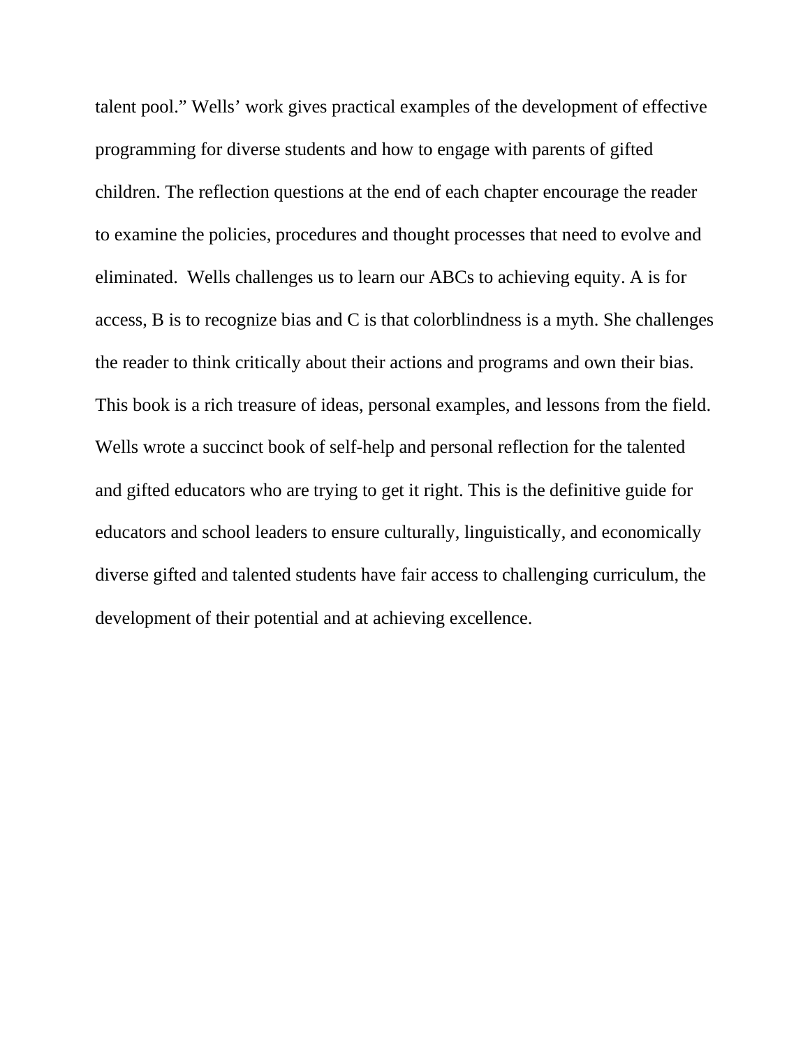talent pool." Wells' work gives practical examples of the development of effective programming for diverse students and how to engage with parents of gifted children. The reflection questions at the end of each chapter encourage the reader to examine the policies, procedures and thought processes that need to evolve and eliminated.  Wells challenges us to learn our ABCs to achieving equity. A is for access, B is to recognize bias and C is that colorblindness is a myth. She challenges the reader to think critically about their actions and programs and own their bias. This book is a rich treasure of ideas, personal examples, and lessons from the field. Wells wrote a succinct book of self-help and personal reflection for the talented and gifted educators who are trying to get it right. This is the definitive guide for educators and school leaders to ensure culturally, linguistically, and economically diverse gifted and talented students have fair access to challenging curriculum, the development of their potential and at achieving excellence.